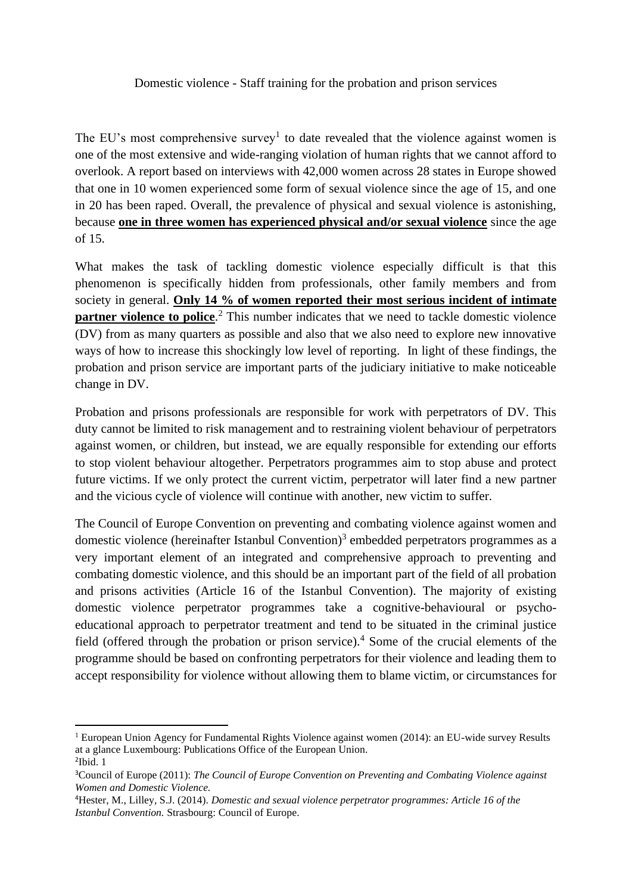Domestic violence - Staff training for the probation and prison services

The EU's most comprehensive survey[1] to date revealed that the violence against women is one of the most extensive and wide-ranging violation of human rights that we cannot afford to overlook. A report based on interviews with 42,000 women across 28 states in Europe showed that one in 10 women experienced some form of sexual violence since the age of 15, and one in 20 has been raped. Overall, the prevalence of physical and sexual violence is astonishing, because **one in three women has experienced physical and/or sexual violence** since the age of 15.

What makes the task of tackling domestic violence especially difficult is that this phenomenon is specifically hidden from professionals, other family members and from society in general. **Only 14 % of women reported their most serious incident of intimate partner violence to police**.[2] This number indicates that we need to tackle domestic violence (DV) from as many quarters as possible and also that we also need to explore new innovative ways of how to increase this shockingly low level of reporting. In light of these findings, the probation and prison service are important parts of the judiciary initiative to make noticeable change in DV.

Probation and prisons professionals are responsible for work with perpetrators of DV. This duty cannot be limited to risk management and to restraining violent behaviour of perpetrators against women, or children, but instead, we are equally responsible for extending our efforts to stop violent behaviour altogether. Perpetrators programmes aim to stop abuse and protect future victims. If we only protect the current victim, perpetrator will later find a new partner and the vicious cycle of violence will continue with another, new victim to suffer.

The Council of Europe Convention on preventing and combating violence against women and domestic violence (hereinafter Istanbul Convention)[3] embedded perpetrators programmes as a very important element of an integrated and comprehensive approach to preventing and combating domestic violence, and this should be an important part of the field of all probation and prisons activities (Article 16 of the Istanbul Convention). The majority of existing domestic violence perpetrator programmes take a cognitive-behavioural or psycho-educational approach to perpetrator treatment and tend to be situated in the criminal justice field (offered through the probation or prison service).[4] Some of the crucial elements of the programme should be based on confronting perpetrators for their violence and leading them to accept responsibility for violence without allowing them to blame victim, or circumstances for

---

[1] European Union Agency for Fundamental Rights Violence against women (2014): an EU-wide survey Results at a glance Luxembourg: Publications Office of the European Union.

[2] Ibid. 1

[3] Council of Europe (2011): *The Council of Europe Convention on Preventing and Combating Violence against Women and Domestic Violence.*

[4] Hester, M., Lilley, S.J. (2014). *Domestic and sexual violence perpetrator programmes: Article 16 of the Istanbul Convention.* Strasbourg: Council of Europe.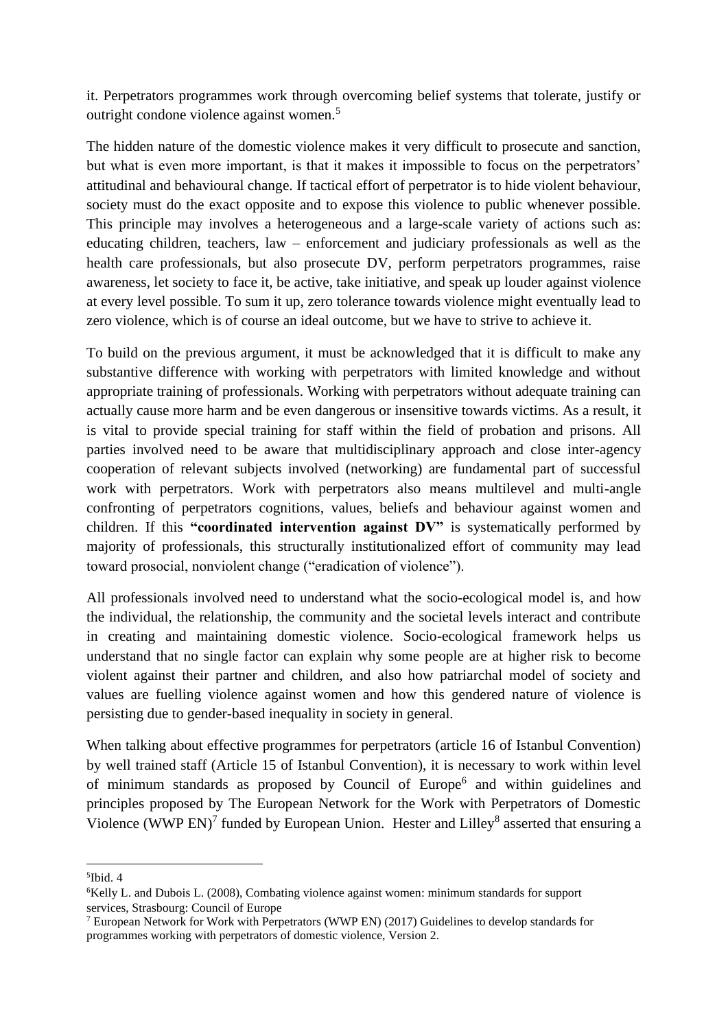it. Perpetrators programmes work through overcoming belief systems that tolerate, justify or outright condone violence against women.[5]

The hidden nature of the domestic violence makes it very difficult to prosecute and sanction, but what is even more important, is that it makes it impossible to focus on the perpetrators' attitudinal and behavioural change. If tactical effort of perpetrator is to hide violent behaviour, society must do the exact opposite and to expose this violence to public whenever possible. This principle may involves a heterogeneous and a large-scale variety of actions such as: educating children, teachers, law – enforcement and judiciary professionals as well as the health care professionals, but also prosecute DV, perform perpetrators programmes, raise awareness, let society to face it, be active, take initiative, and speak up louder against violence at every level possible. To sum it up, zero tolerance towards violence might eventually lead to zero violence, which is of course an ideal outcome, but we have to strive to achieve it.

To build on the previous argument, it must be acknowledged that it is difficult to make any substantive difference with working with perpetrators with limited knowledge and without appropriate training of professionals. Working with perpetrators without adequate training can actually cause more harm and be even dangerous or insensitive towards victims. As a result, it is vital to provide special training for staff within the field of probation and prisons. All parties involved need to be aware that multidisciplinary approach and close inter-agency cooperation of relevant subjects involved (networking) are fundamental part of successful work with perpetrators. Work with perpetrators also means multilevel and multi-angle confronting of perpetrators cognitions, values, beliefs and behaviour against women and children. If this **"coordinated intervention against DV"** is systematically performed by majority of professionals, this structurally institutionalized effort of community may lead toward prosocial, nonviolent change ("eradication of violence").

All professionals involved need to understand what the socio-ecological model is, and how the individual, the relationship, the community and the societal levels interact and contribute in creating and maintaining domestic violence. Socio-ecological framework helps us understand that no single factor can explain why some people are at higher risk to become violent against their partner and children, and also how patriarchal model of society and values are fuelling violence against women and how this gendered nature of violence is persisting due to gender-based inequality in society in general.

When talking about effective programmes for perpetrators (article 16 of Istanbul Convention) by well trained staff (Article 15 of Istanbul Convention), it is necessary to work within level of minimum standards as proposed by Council of Europe[6] and within guidelines and principles proposed by The European Network for the Work with Perpetrators of Domestic Violence (WWP EN)[7] funded by European Union. Hester and Lilley[8] asserted that ensuring a

---

[5] Ibid. 4

[6] Kelly L. and Dubois L. (2008), Combating violence against women: minimum standards for support services, Strasbourg: Council of Europe

[7] European Network for Work with Perpetrators (WWP EN) (2017) Guidelines to develop standards for programmes working with perpetrators of domestic violence, Version 2.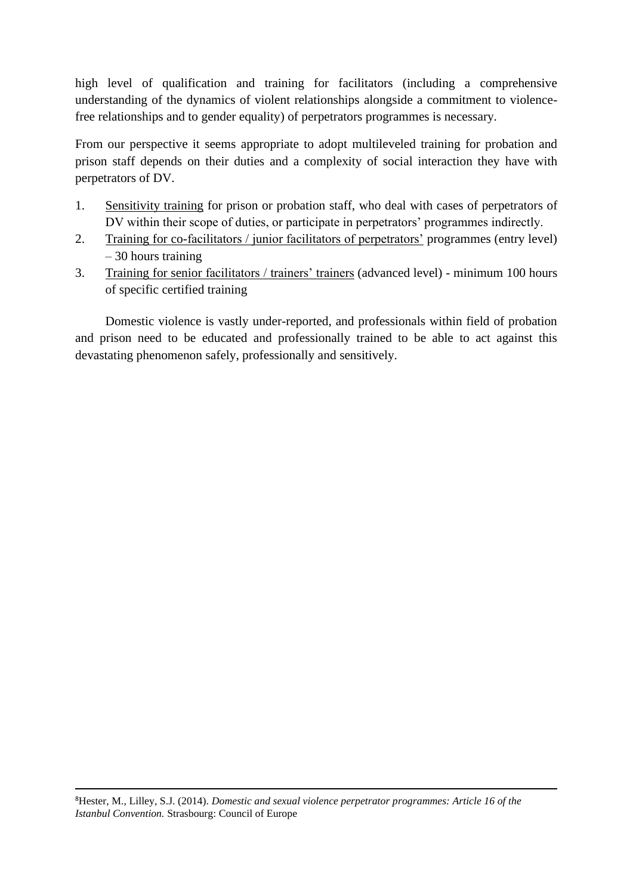high level of qualification and training for facilitators (including a comprehensive understanding of the dynamics of violent relationships alongside a commitment to violence-free relationships and to gender equality) of perpetrators programmes is necessary.

From our perspective it seems appropriate to adopt multileveled training for probation and prison staff depends on their duties and a complexity of social interaction they have with perpetrators of DV.

1. <u>Sensitivity training</u> for prison or probation staff, who deal with cases of perpetrators of DV within their scope of duties, or participate in perpetrators' programmes indirectly.
2. <u>Training for co-facilitators / junior facilitators of perpetrators'</u> programmes (entry level) – 30 hours training
3. <u>Training for senior facilitators / trainers' trainers</u> (advanced level) - minimum 100 hours of specific certified training

Domestic violence is vastly under-reported, and professionals within field of probation and prison need to be educated and professionally trained to be able to act against this devastating phenomenon safely, professionally and sensitively.

---

[8]Hester, M., Lilley, S.J. (2014). *Domestic and sexual violence perpetrator programmes: Article 16 of the Istanbul Convention.* Strasbourg: Council of Europe